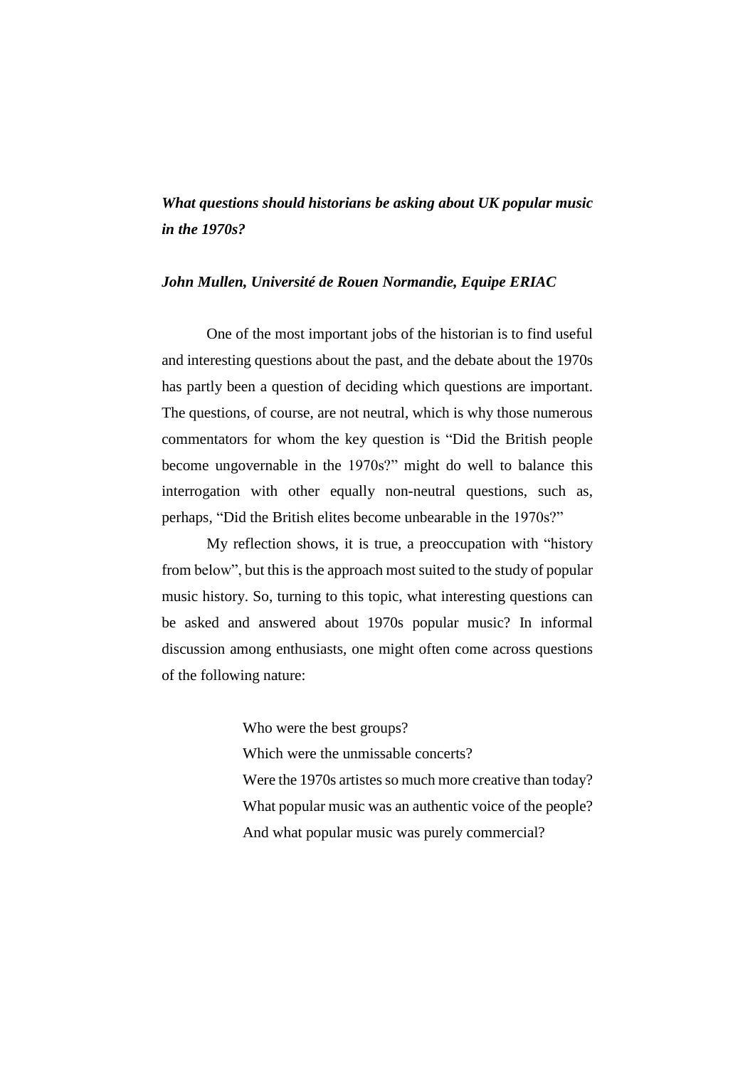# *What questions should historians be asking about UK popular music in the 1970s?*

***John Mullen, Université de Rouen Normandie, Equipe ERIAC***

One of the most important jobs of the historian is to find useful and interesting questions about the past, and the debate about the 1970s has partly been a question of deciding which questions are important. The questions, of course, are not neutral, which is why those numerous commentators for whom the key question is "Did the British people become ungovernable in the 1970s?" might do well to balance this interrogation with other equally non-neutral questions, such as, perhaps, "Did the British elites become unbearable in the 1970s?"

My reflection shows, it is true, a preoccupation with "history from below", but this is the approach most suited to the study of popular music history. So, turning to this topic, what interesting questions can be asked and answered about 1970s popular music? In informal discussion among enthusiasts, one might often come across questions of the following nature:

> Who were the best groups?
> Which were the unmissable concerts?
> Were the 1970s artistes so much more creative than today?
> What popular music was an authentic voice of the people?
> And what popular music was purely commercial?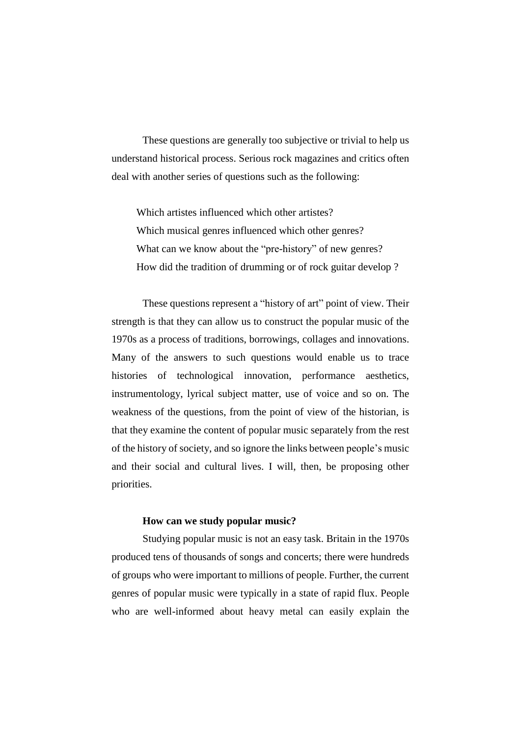These questions are generally too subjective or trivial to help us understand historical process. Serious rock magazines and critics often deal with another series of questions such as the following:

Which artistes influenced which other artistes?
Which musical genres influenced which other genres?
What can we know about the "pre-history" of new genres?
How did the tradition of drumming or of rock guitar develop ?

These questions represent a "history of art" point of view. Their strength is that they can allow us to construct the popular music of the 1970s as a process of traditions, borrowings, collages and innovations. Many of the answers to such questions would enable us to trace histories of technological innovation, performance aesthetics, instrumentology, lyrical subject matter, use of voice and so on. The weakness of the questions, from the point of view of the historian, is that they examine the content of popular music separately from the rest of the history of society, and so ignore the links between people's music and their social and cultural lives. I will, then, be proposing other priorities.

**How can we study popular music?**

Studying popular music is not an easy task. Britain in the 1970s produced tens of thousands of songs and concerts; there were hundreds of groups who were important to millions of people. Further, the current genres of popular music were typically in a state of rapid flux. People who are well-informed about heavy metal can easily explain the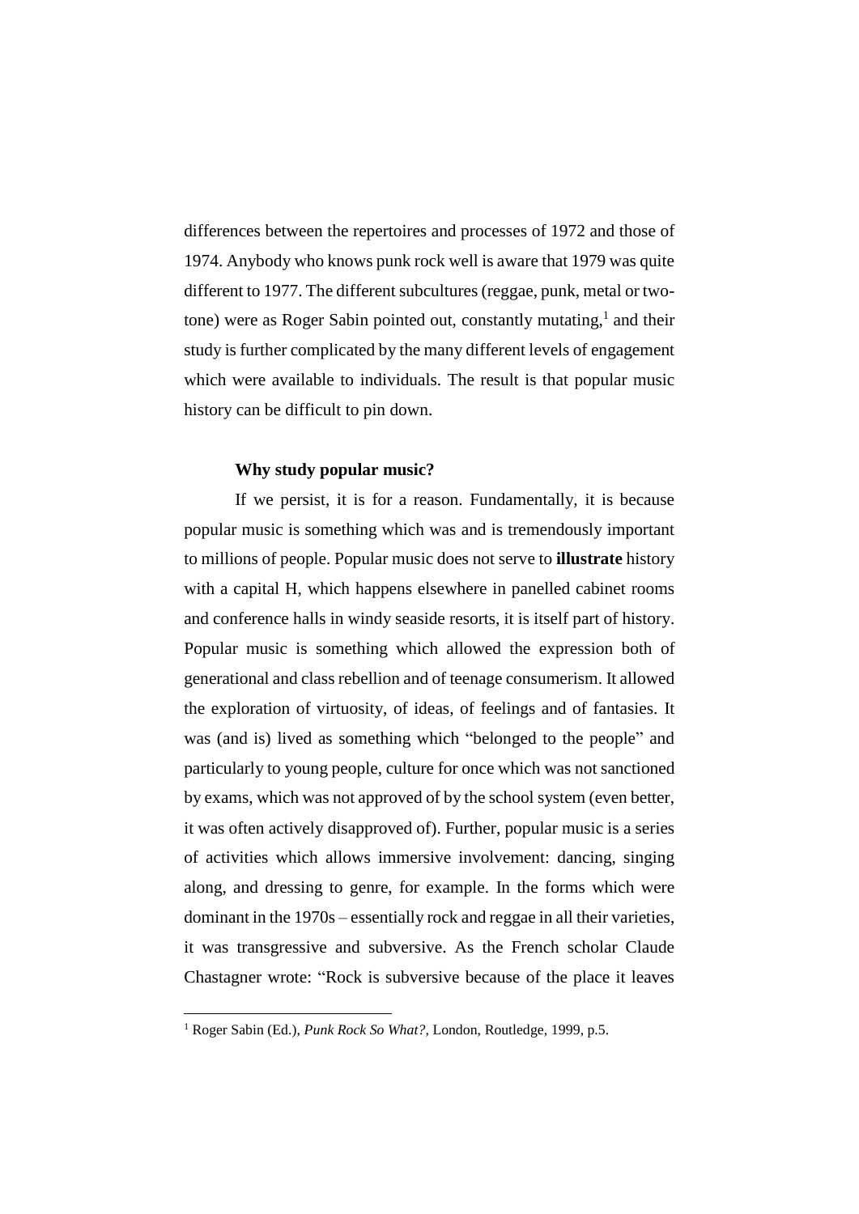differences between the repertoires and processes of 1972 and those of 1974. Anybody who knows punk rock well is aware that 1979 was quite different to 1977. The different subcultures (reggae, punk, metal or two-tone) were as Roger Sabin pointed out, constantly mutating,[1] and their study is further complicated by the many different levels of engagement which were available to individuals. The result is that popular music history can be difficult to pin down.

### Why study popular music?

If we persist, it is for a reason. Fundamentally, it is because popular music is something which was and is tremendously important to millions of people. Popular music does not serve to **illustrate** history with a capital H, which happens elsewhere in panelled cabinet rooms and conference halls in windy seaside resorts, it is itself part of history. Popular music is something which allowed the expression both of generational and class rebellion and of teenage consumerism. It allowed the exploration of virtuosity, of ideas, of feelings and of fantasies. It was (and is) lived as something which "belonged to the people" and particularly to young people, culture for once which was not sanctioned by exams, which was not approved of by the school system (even better, it was often actively disapproved of). Further, popular music is a series of activities which allows immersive involvement: dancing, singing along, and dressing to genre, for example. In the forms which were dominant in the 1970s – essentially rock and reggae in all their varieties, it was transgressive and subversive. As the French scholar Claude Chastagner wrote: "Rock is subversive because of the place it leaves

[1] Roger Sabin (Ed.), *Punk Rock So What?*, London, Routledge, 1999, p.5.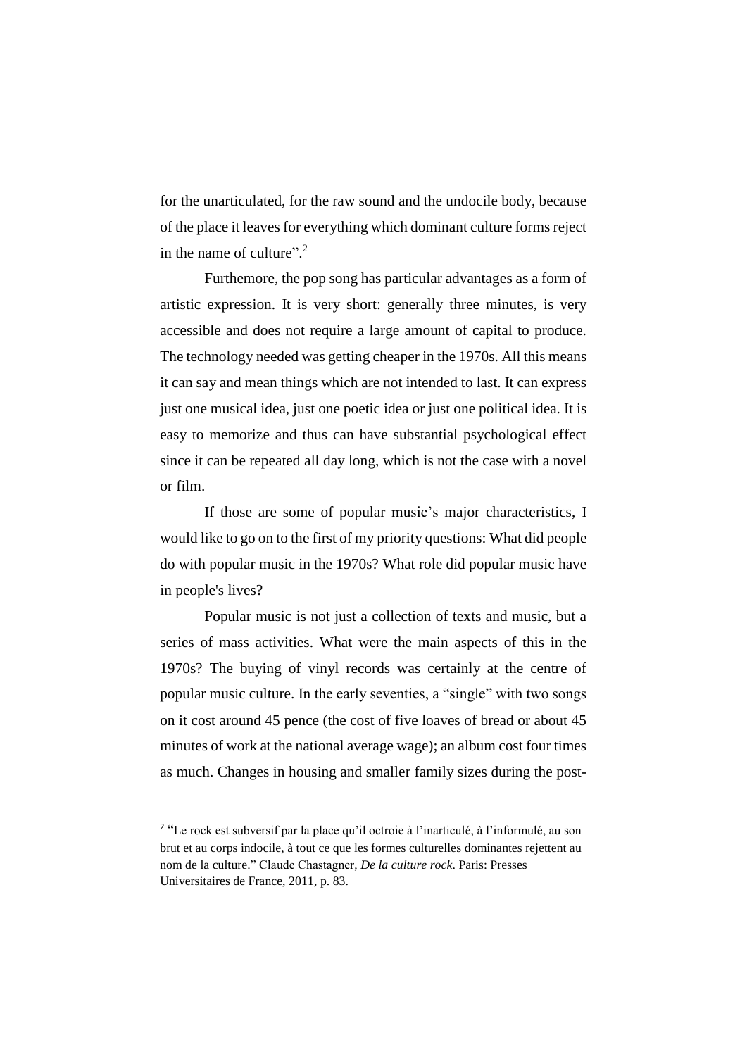for the unarticulated, for the raw sound and the undocile body, because of the place it leaves for everything which dominant culture forms reject in the name of culture".[2]

Futhemore, the pop song has particular advantages as a form of artistic expression. It is very short: generally three minutes, is very accessible and does not require a large amount of capital to produce. The technology needed was getting cheaper in the 1970s. All this means it can say and mean things which are not intended to last. It can express just one musical idea, just one poetic idea or just one political idea. It is easy to memorize and thus can have substantial psychological effect since it can be repeated all day long, which is not the case with a novel or film.

If those are some of popular music's major characteristics, I would like to go on to the first of my priority questions: What did people do with popular music in the 1970s? What role did popular music have in people's lives?

Popular music is not just a collection of texts and music, but a series of mass activities. What were the main aspects of this in the 1970s? The buying of vinyl records was certainly at the centre of popular music culture. In the early seventies, a "single" with two songs on it cost around 45 pence (the cost of five loaves of bread or about 45 minutes of work at the national average wage); an album cost four times as much. Changes in housing and smaller family sizes during the post-

---

[2] "Le rock est subversif par la place qu'il octroie à l'inarticulé, à l'informulé, au son brut et au corps indocile, à tout ce que les formes culturelles dominantes rejettent au nom de la culture." Claude Chastagner, *De la culture rock*. Paris: Presses Universitaires de France, 2011, p. 83.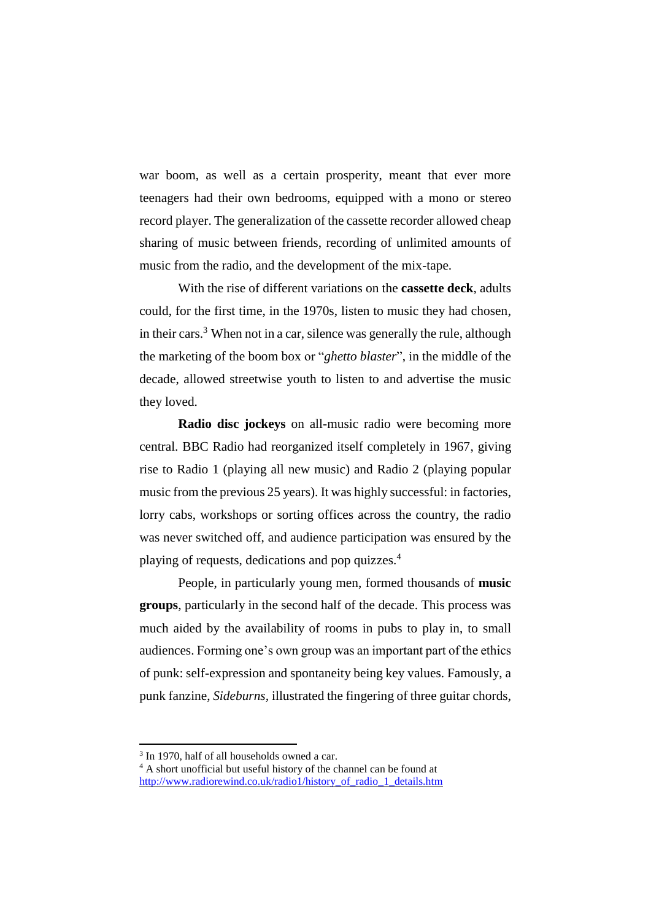war boom, as well as a certain prosperity, meant that ever more teenagers had their own bedrooms, equipped with a mono or stereo record player. The generalization of the cassette recorder allowed cheap sharing of music between friends, recording of unlimited amounts of music from the radio, and the development of the mix-tape.

With the rise of different variations on the **cassette deck**, adults could, for the first time, in the 1970s, listen to music they had chosen, in their cars.[3] When not in a car, silence was generally the rule, although the marketing of the boom box or "*ghetto blaster*", in the middle of the decade, allowed streetwise youth to listen to and advertise the music they loved.

**Radio disc jockeys** on all-music radio were becoming more central. BBC Radio had reorganized itself completely in 1967, giving rise to Radio 1 (playing all new music) and Radio 2 (playing popular music from the previous 25 years). It was highly successful: in factories, lorry cabs, workshops or sorting offices across the country, the radio was never switched off, and audience participation was ensured by the playing of requests, dedications and pop quizzes.[4]

People, in particularly young men, formed thousands of **music groups**, particularly in the second half of the decade. This process was much aided by the availability of rooms in pubs to play in, to small audiences. Forming one's own group was an important part of the ethics of punk: self-expression and spontaneity being key values. Famously, a punk fanzine, *Sideburns*, illustrated the fingering of three guitar chords,

---

[3] In 1970, half of all households owned a car.

[4] A short unofficial but useful history of the channel can be found at http://www.radiorewind.co.uk/radio1/history_of_radio_1_details.htm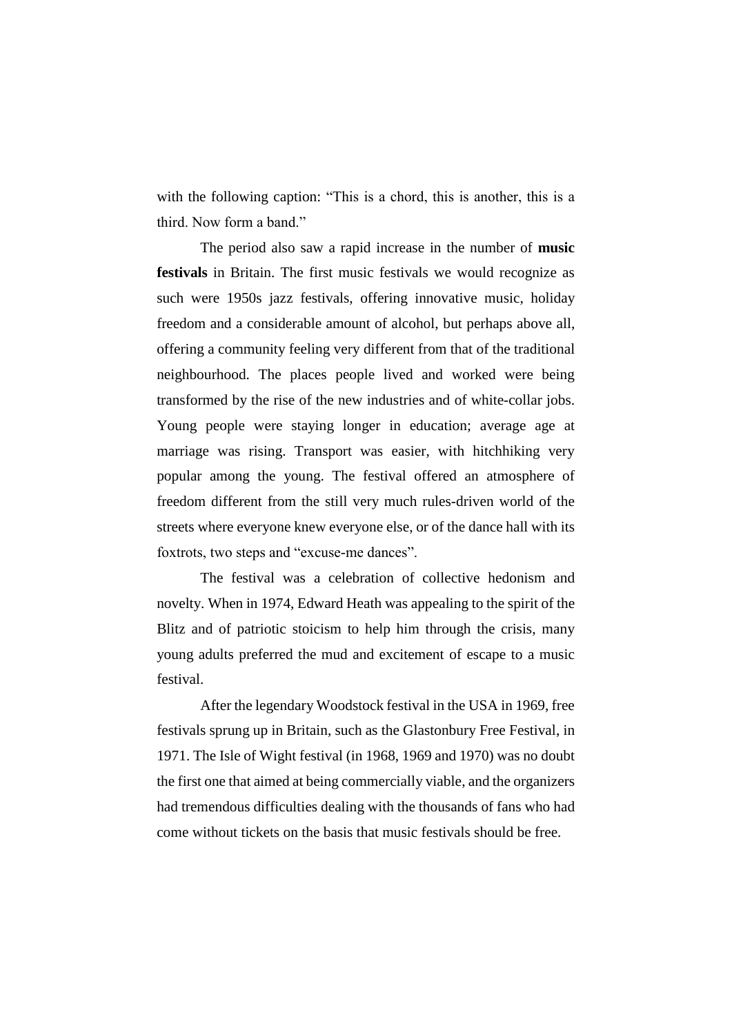with the following caption: "This is a chord, this is another, this is a third. Now form a band."

The period also saw a rapid increase in the number of **music festivals** in Britain. The first music festivals we would recognize as such were 1950s jazz festivals, offering innovative music, holiday freedom and a considerable amount of alcohol, but perhaps above all, offering a community feeling very different from that of the traditional neighbourhood. The places people lived and worked were being transformed by the rise of the new industries and of white-collar jobs. Young people were staying longer in education; average age at marriage was rising. Transport was easier, with hitchhiking very popular among the young. The festival offered an atmosphere of freedom different from the still very much rules-driven world of the streets where everyone knew everyone else, or of the dance hall with its foxtrots, two steps and "excuse-me dances".

The festival was a celebration of collective hedonism and novelty. When in 1974, Edward Heath was appealing to the spirit of the Blitz and of patriotic stoicism to help him through the crisis, many young adults preferred the mud and excitement of escape to a music festival.

After the legendary Woodstock festival in the USA in 1969, free festivals sprung up in Britain, such as the Glastonbury Free Festival, in 1971. The Isle of Wight festival (in 1968, 1969 and 1970) was no doubt the first one that aimed at being commercially viable, and the organizers had tremendous difficulties dealing with the thousands of fans who had come without tickets on the basis that music festivals should be free.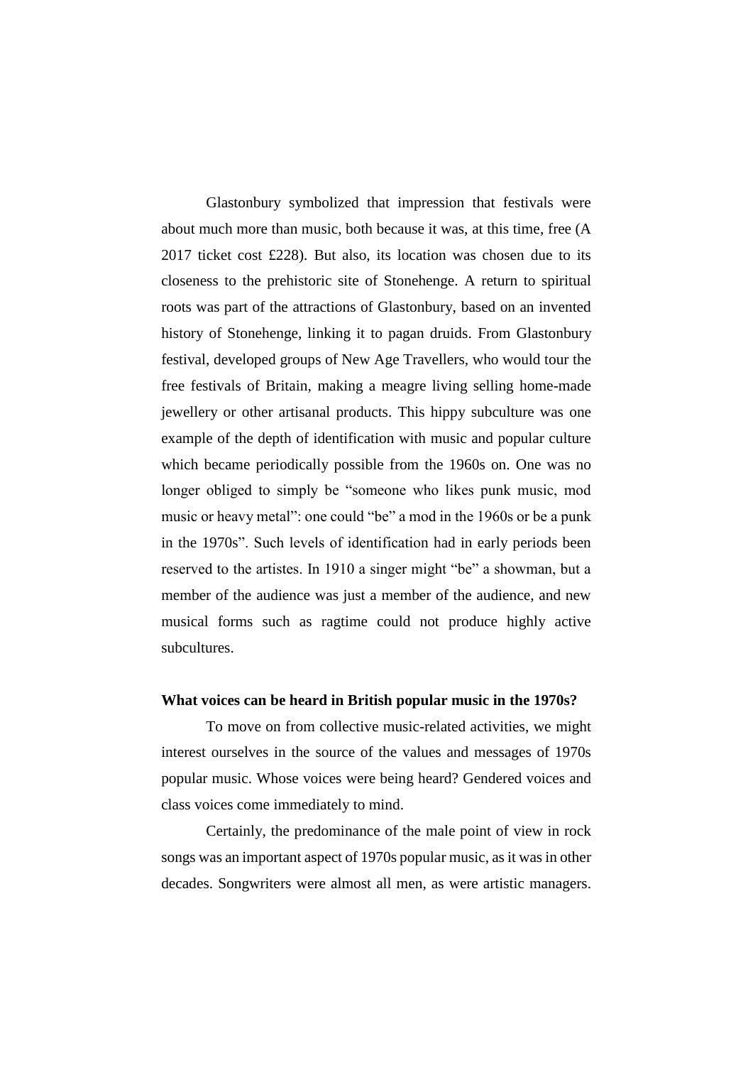Glastonbury symbolized that impression that festivals were about much more than music, both because it was, at this time, free (A 2017 ticket cost £228). But also, its location was chosen due to its closeness to the prehistoric site of Stonehenge. A return to spiritual roots was part of the attractions of Glastonbury, based on an invented history of Stonehenge, linking it to pagan druids. From Glastonbury festival, developed groups of New Age Travellers, who would tour the free festivals of Britain, making a meagre living selling home-made jewellery or other artisanal products. This hippy subculture was one example of the depth of identification with music and popular culture which became periodically possible from the 1960s on. One was no longer obliged to simply be "someone who likes punk music, mod music or heavy metal": one could "be" a mod in the 1960s or be a punk in the 1970s". Such levels of identification had in early periods been reserved to the artistes. In 1910 a singer might "be" a showman, but a member of the audience was just a member of the audience, and new musical forms such as ragtime could not produce highly active subcultures.

**What voices can be heard in British popular music in the 1970s?**

To move on from collective music-related activities, we might interest ourselves in the source of the values and messages of 1970s popular music. Whose voices were being heard? Gendered voices and class voices come immediately to mind.

Certainly, the predominance of the male point of view in rock songs was an important aspect of 1970s popular music, as it was in other decades. Songwriters were almost all men, as were artistic managers.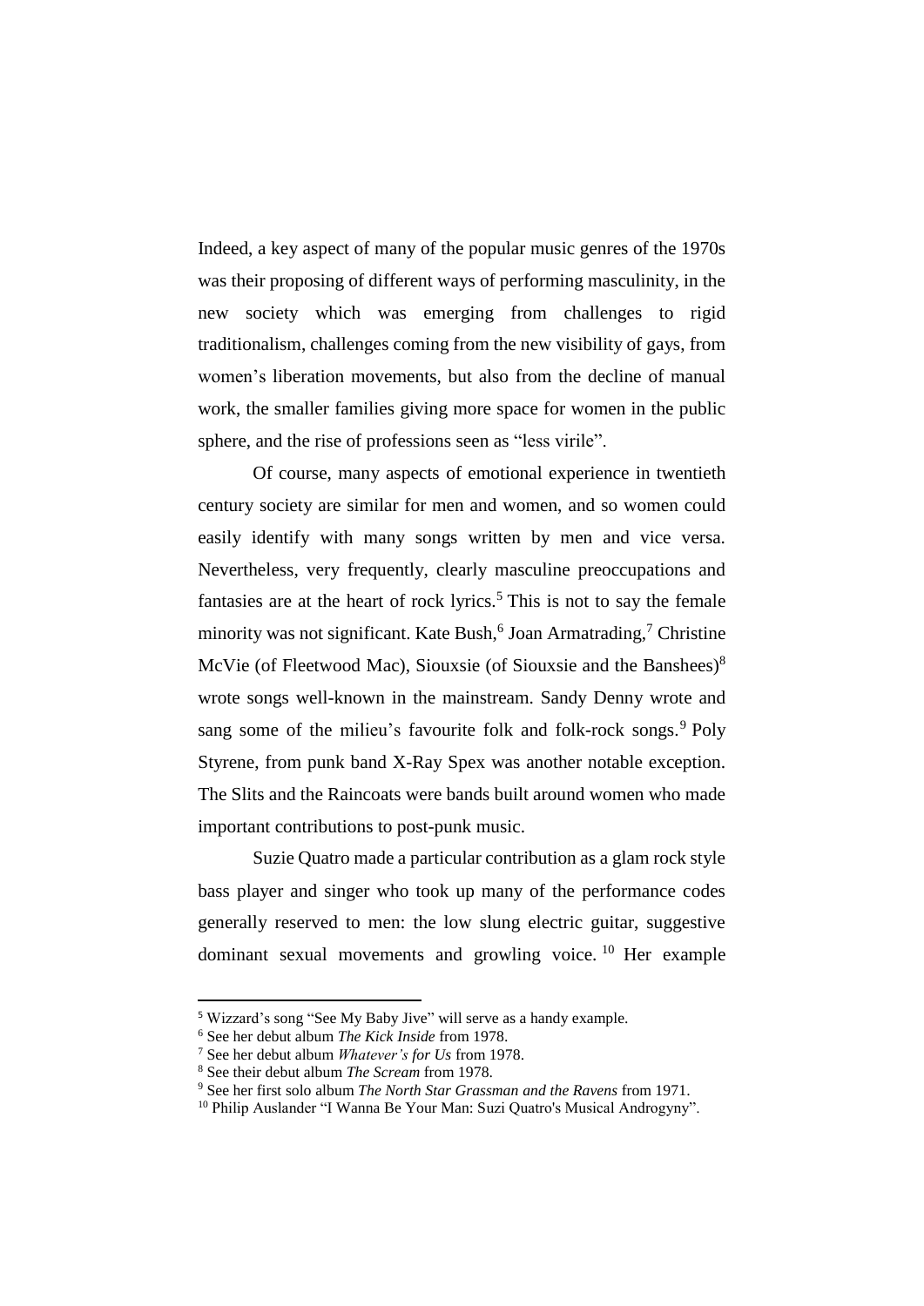Indeed, a key aspect of many of the popular music genres of the 1970s was their proposing of different ways of performing masculinity, in the new society which was emerging from challenges to rigid traditionalism, challenges coming from the new visibility of gays, from women's liberation movements, but also from the decline of manual work, the smaller families giving more space for women in the public sphere, and the rise of professions seen as "less virile".

Of course, many aspects of emotional experience in twentieth century society are similar for men and women, and so women could easily identify with many songs written by men and vice versa. Nevertheless, very frequently, clearly masculine preoccupations and fantasies are at the heart of rock lyrics.[5] This is not to say the female minority was not significant. Kate Bush,[6] Joan Armatrading,[7] Christine McVie (of Fleetwood Mac), Siouxsie (of Siouxsie and the Banshees)[8] wrote songs well-known in the mainstream. Sandy Denny wrote and sang some of the milieu's favourite folk and folk-rock songs.[9] Poly Styrene, from punk band X-Ray Spex was another notable exception. The Slits and the Raincoats were bands built around women who made important contributions to post-punk music.

Suzie Quatro made a particular contribution as a glam rock style bass player and singer who took up many of the performance codes generally reserved to men: the low slung electric guitar, suggestive dominant sexual movements and growling voice.[10] Her example

---

[5] Wizzard's song "See My Baby Jive" will serve as a handy example.

[6] See her debut album *The Kick Inside* from 1978.

[7] See her debut album *Whatever's for Us* from 1978.

[8] See their debut album *The Scream* from 1978.

[9] See her first solo album *The North Star Grassman and the Ravens* from 1971.

[10] Philip Auslander "I Wanna Be Your Man: Suzi Quatro's Musical Androgyny".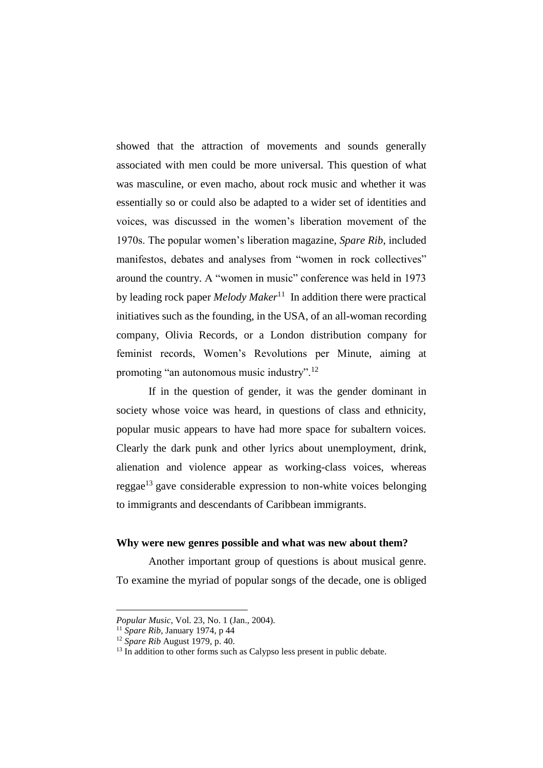showed that the attraction of movements and sounds generally associated with men could be more universal. This question of what was masculine, or even macho, about rock music and whether it was essentially so or could also be adapted to a wider set of identities and voices, was discussed in the women's liberation movement of the 1970s. The popular women's liberation magazine, *Spare Rib*, included manifestos, debates and analyses from "women in rock collectives" around the country. A "women in music" conference was held in 1973 by leading rock paper *Melody Maker*[11] In addition there were practical initiatives such as the founding, in the USA, of an all-woman recording company, Olivia Records, or a London distribution company for feminist records, Women's Revolutions per Minute, aiming at promoting "an autonomous music industry".[12]

If in the question of gender, it was the gender dominant in society whose voice was heard, in questions of class and ethnicity, popular music appears to have had more space for subaltern voices. Clearly the dark punk and other lyrics about unemployment, drink, alienation and violence appear as working-class voices, whereas reggae[13] gave considerable expression to non-white voices belonging to immigrants and descendants of Caribbean immigrants.

**Why were new genres possible and what was new about them?**

Another important group of questions is about musical genre. To examine the myriad of popular songs of the decade, one is obliged

---

*Popular Music*, Vol. 23, No. 1 (Jan., 2004).

[11] *Spare Rib*, January 1974, p 44

[12] *Spare Rib* August 1979, p. 40.

[13] In addition to other forms such as Calypso less present in public debate.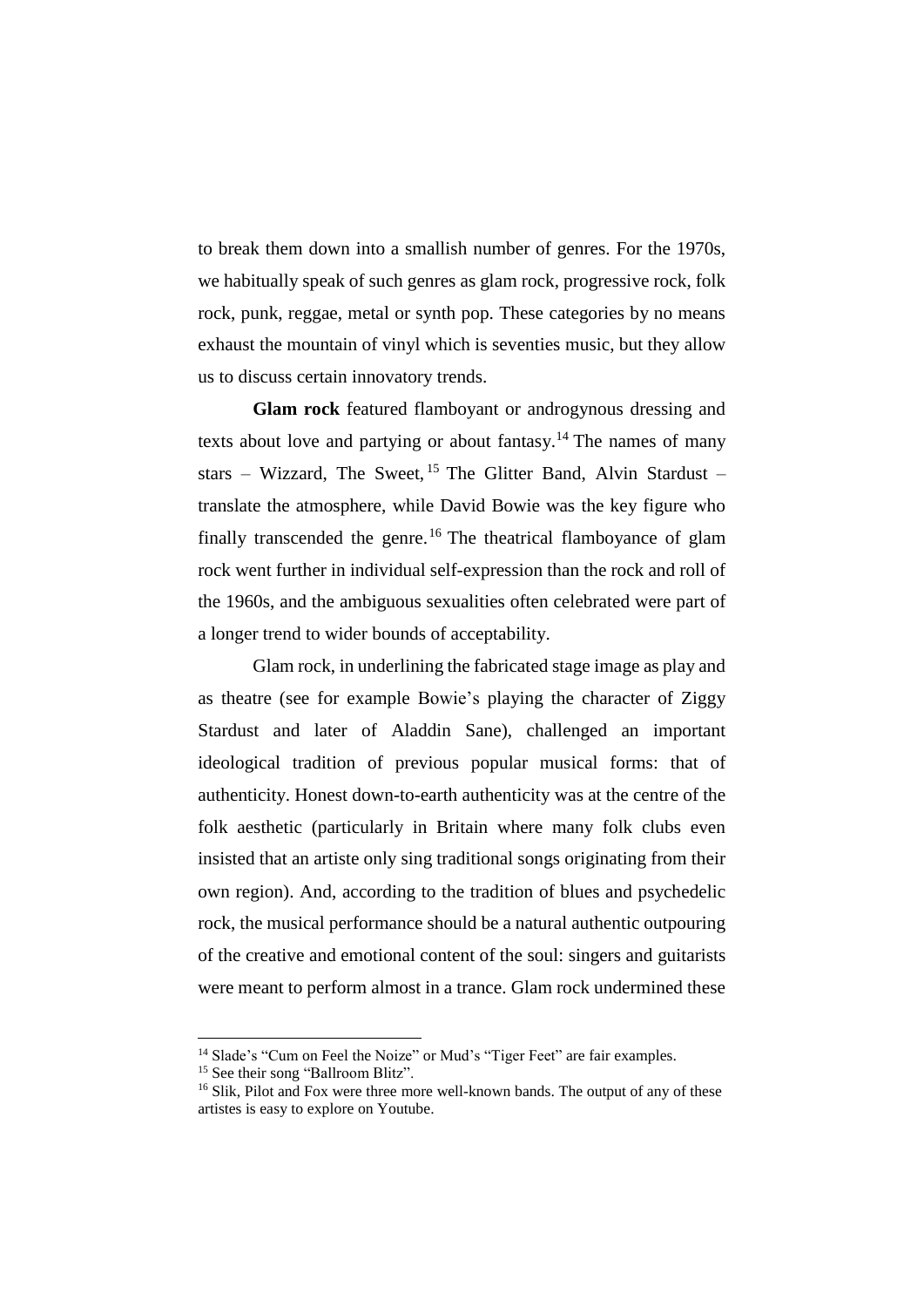to break them down into a smallish number of genres. For the 1970s, we habitually speak of such genres as glam rock, progressive rock, folk rock, punk, reggae, metal or synth pop. These categories by no means exhaust the mountain of vinyl which is seventies music, but they allow us to discuss certain innovatory trends.

**Glam rock** featured flamboyant or androgynous dressing and texts about love and partying or about fantasy.[14] The names of many stars – Wizzard, The Sweet,[15] The Glitter Band, Alvin Stardust – translate the atmosphere, while David Bowie was the key figure who finally transcended the genre.[16] The theatrical flamboyance of glam rock went further in individual self-expression than the rock and roll of the 1960s, and the ambiguous sexualities often celebrated were part of a longer trend to wider bounds of acceptability.

Glam rock, in underlining the fabricated stage image as play and as theatre (see for example Bowie's playing the character of Ziggy Stardust and later of Aladdin Sane), challenged an important ideological tradition of previous popular musical forms: that of authenticity. Honest down-to-earth authenticity was at the centre of the folk aesthetic (particularly in Britain where many folk clubs even insisted that an artiste only sing traditional songs originating from their own region). And, according to the tradition of blues and psychedelic rock, the musical performance should be a natural authentic outpouring of the creative and emotional content of the soul: singers and guitarists were meant to perform almost in a trance. Glam rock undermined these

---

[14] Slade's "Cum on Feel the Noize" or Mud's "Tiger Feet" are fair examples.

[15] See their song "Ballroom Blitz".

[16] Slik, Pilot and Fox were three more well-known bands. The output of any of these artistes is easy to explore on Youtube.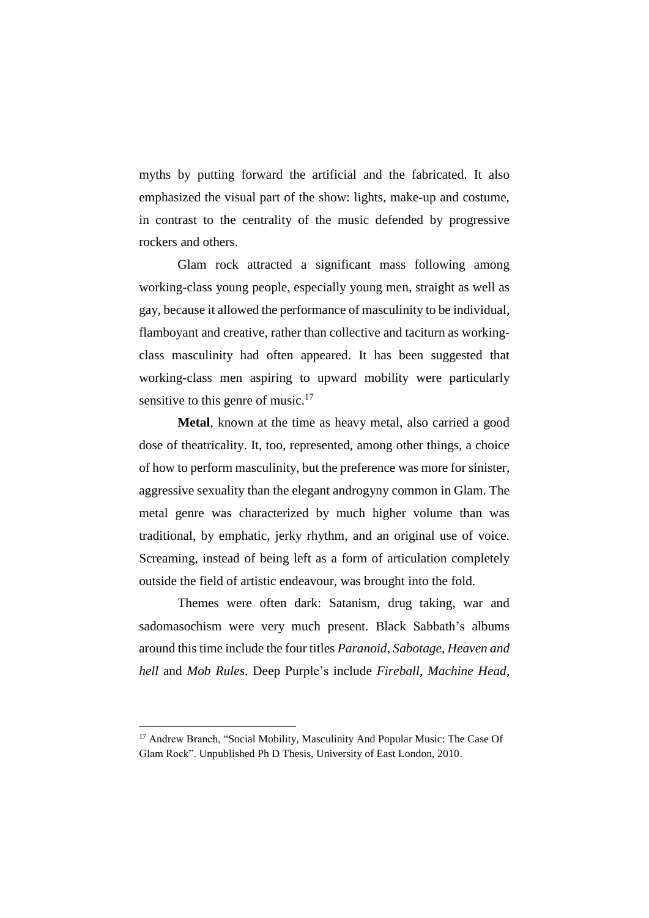myths by putting forward the artificial and the fabricated. It also emphasized the visual part of the show: lights, make-up and costume, in contrast to the centrality of the music defended by progressive rockers and others.

Glam rock attracted a significant mass following among working-class young people, especially young men, straight as well as gay, because it allowed the performance of masculinity to be individual, flamboyant and creative, rather than collective and taciturn as working-class masculinity had often appeared. It has been suggested that working-class men aspiring to upward mobility were particularly sensitive to this genre of music.[17]

**Metal**, known at the time as heavy metal, also carried a good dose of theatricality. It, too, represented, among other things, a choice of how to perform masculinity, but the preference was more for sinister, aggressive sexuality than the elegant androgyny common in Glam. The metal genre was characterized by much higher volume than was traditional, by emphatic, jerky rhythm, and an original use of voice. Screaming, instead of being left as a form of articulation completely outside the field of artistic endeavour, was brought into the fold.

Themes were often dark: Satanism, drug taking, war and sadomasochism were very much present. Black Sabbath's albums around this time include the four titles *Paranoid*, *Sabotage*, *Heaven and hell* and *Mob Rules*. Deep Purple's include *Fireball*, *Machine Head*,

---

[17] Andrew Branch, "Social Mobility, Masculinity And Popular Music: The Case Of Glam Rock". Unpublished Ph D Thesis, University of East London, 2010.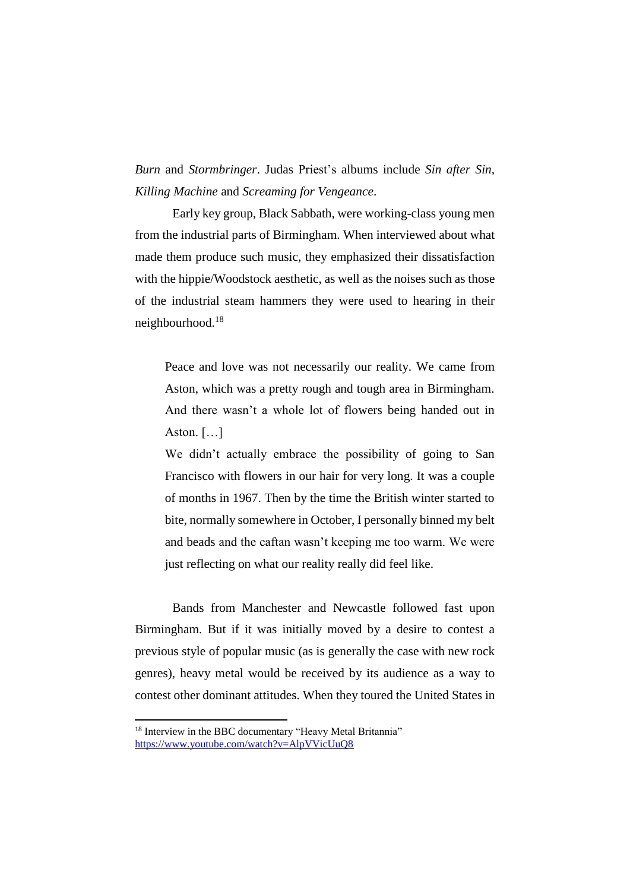*Burn* and *Stormbringer*. Judas Priest's albums include *Sin after Sin*, *Killing Machine* and *Screaming for Vengeance*.

Early key group, Black Sabbath, were working-class young men from the industrial parts of Birmingham. When interviewed about what made them produce such music, they emphasized their dissatisfaction with the hippie/Woodstock aesthetic, as well as the noises such as those of the industrial steam hammers they were used to hearing in their neighbourhood.[18]

> Peace and love was not necessarily our reality. We came from Aston, which was a pretty rough and tough area in Birmingham. And there wasn't a whole lot of flowers being handed out in Aston. […]
> We didn't actually embrace the possibility of going to San Francisco with flowers in our hair for very long. It was a couple of months in 1967. Then by the time the British winter started to bite, normally somewhere in October, I personally binned my belt and beads and the caftan wasn't keeping me too warm. We were just reflecting on what our reality really did feel like.

Bands from Manchester and Newcastle followed fast upon Birmingham. But if it was initially moved by a desire to contest a previous style of popular music (as is generally the case with new rock genres), heavy metal would be received by its audience as a way to contest other dominant attitudes. When they toured the United States in

---

[18] Interview in the BBC documentary "Heavy Metal Britannia" https://www.youtube.com/watch?v=AlpVVicUuQ8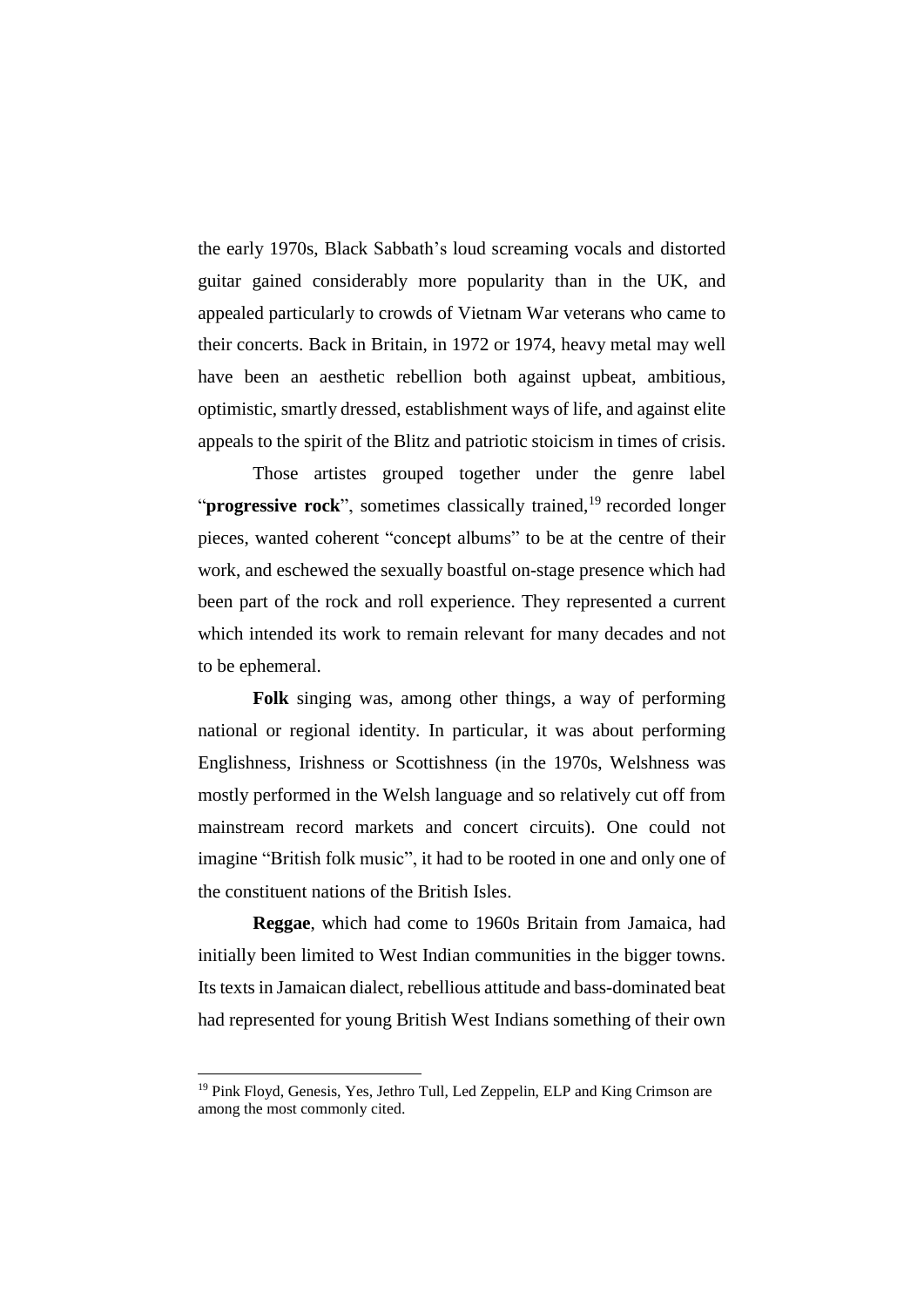the early 1970s, Black Sabbath's loud screaming vocals and distorted guitar gained considerably more popularity than in the UK, and appealed particularly to crowds of Vietnam War veterans who came to their concerts. Back in Britain, in 1972 or 1974, heavy metal may well have been an aesthetic rebellion both against upbeat, ambitious, optimistic, smartly dressed, establishment ways of life, and against elite appeals to the spirit of the Blitz and patriotic stoicism in times of crisis.

Those artistes grouped together under the genre label "**progressive rock**", sometimes classically trained,[19] recorded longer pieces, wanted coherent "concept albums" to be at the centre of their work, and eschewed the sexually boastful on-stage presence which had been part of the rock and roll experience. They represented a current which intended its work to remain relevant for many decades and not to be ephemeral.

**Folk** singing was, among other things, a way of performing national or regional identity. In particular, it was about performing Englishness, Irishness or Scottishness (in the 1970s, Welshness was mostly performed in the Welsh language and so relatively cut off from mainstream record markets and concert circuits). One could not imagine "British folk music", it had to be rooted in one and only one of the constituent nations of the British Isles.

**Reggae**, which had come to 1960s Britain from Jamaica, had initially been limited to West Indian communities in the bigger towns. Its texts in Jamaican dialect, rebellious attitude and bass-dominated beat had represented for young British West Indians something of their own

---

[19] Pink Floyd, Genesis, Yes, Jethro Tull, Led Zeppelin, ELP and King Crimson are among the most commonly cited.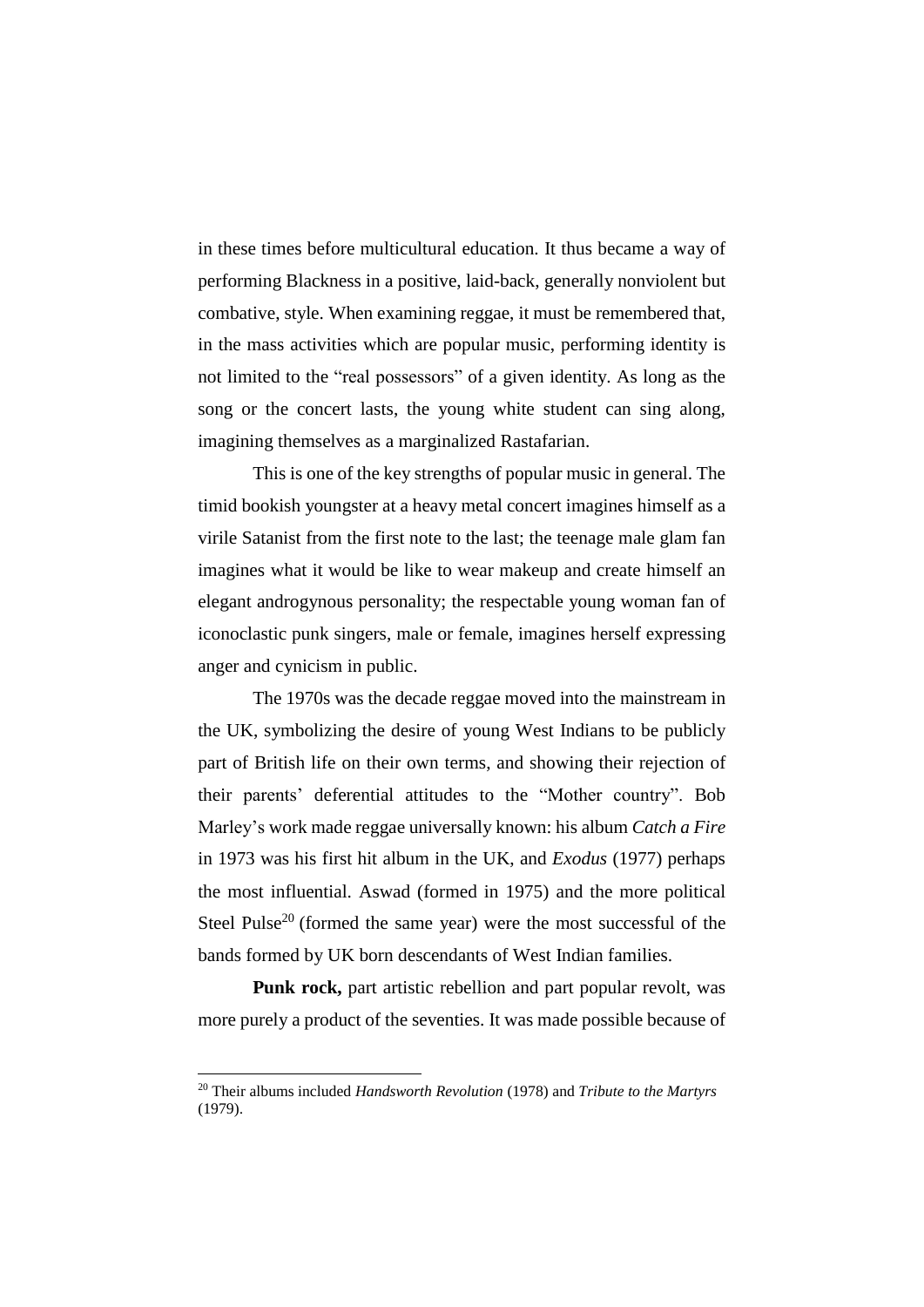in these times before multicultural education. It thus became a way of performing Blackness in a positive, laid-back, generally nonviolent but combative, style. When examining reggae, it must be remembered that, in the mass activities which are popular music, performing identity is not limited to the "real possessors" of a given identity. As long as the song or the concert lasts, the young white student can sing along, imagining themselves as a marginalized Rastafarian.

This is one of the key strengths of popular music in general. The timid bookish youngster at a heavy metal concert imagines himself as a virile Satanist from the first note to the last; the teenage male glam fan imagines what it would be like to wear makeup and create himself an elegant androgynous personality; the respectable young woman fan of iconoclastic punk singers, male or female, imagines herself expressing anger and cynicism in public.

The 1970s was the decade reggae moved into the mainstream in the UK, symbolizing the desire of young West Indians to be publicly part of British life on their own terms, and showing their rejection of their parents' deferential attitudes to the "Mother country". Bob Marley's work made reggae universally known: his album *Catch a Fire* in 1973 was his first hit album in the UK, and *Exodus* (1977) perhaps the most influential. Aswad (formed in 1975) and the more political Steel Pulse[20] (formed the same year) were the most successful of the bands formed by UK born descendants of West Indian families.

**Punk rock,** part artistic rebellion and part popular revolt, was more purely a product of the seventies. It was made possible because of

[20] Their albums included *Handsworth Revolution* (1978) and *Tribute to the Martyrs* (1979).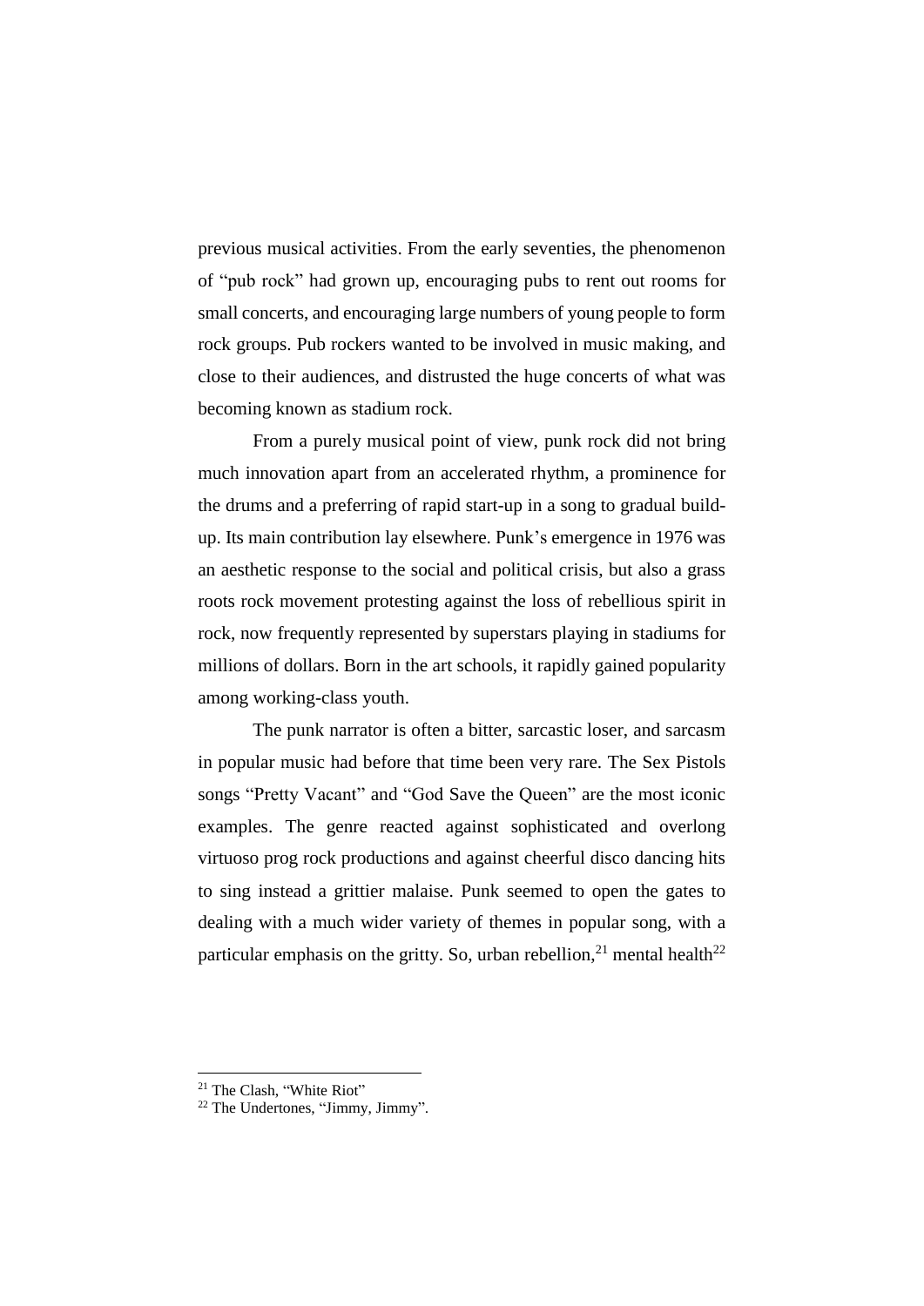previous musical activities. From the early seventies, the phenomenon of "pub rock" had grown up, encouraging pubs to rent out rooms for small concerts, and encouraging large numbers of young people to form rock groups. Pub rockers wanted to be involved in music making, and close to their audiences, and distrusted the huge concerts of what was becoming known as stadium rock.

From a purely musical point of view, punk rock did not bring much innovation apart from an accelerated rhythm, a prominence for the drums and a preferring of rapid start-up in a song to gradual build-up. Its main contribution lay elsewhere. Punk's emergence in 1976 was an aesthetic response to the social and political crisis, but also a grass roots rock movement protesting against the loss of rebellious spirit in rock, now frequently represented by superstars playing in stadiums for millions of dollars. Born in the art schools, it rapidly gained popularity among working-class youth.

The punk narrator is often a bitter, sarcastic loser, and sarcasm in popular music had before that time been very rare. The Sex Pistols songs "Pretty Vacant" and "God Save the Queen" are the most iconic examples. The genre reacted against sophisticated and overlong virtuoso prog rock productions and against cheerful disco dancing hits to sing instead a grittier malaise. Punk seemed to open the gates to dealing with a much wider variety of themes in popular song, with a particular emphasis on the gritty. So, urban rebellion,[21] mental health[22]

---

[21] The Clash, "White Riot"

[22] The Undertones, "Jimmy, Jimmy".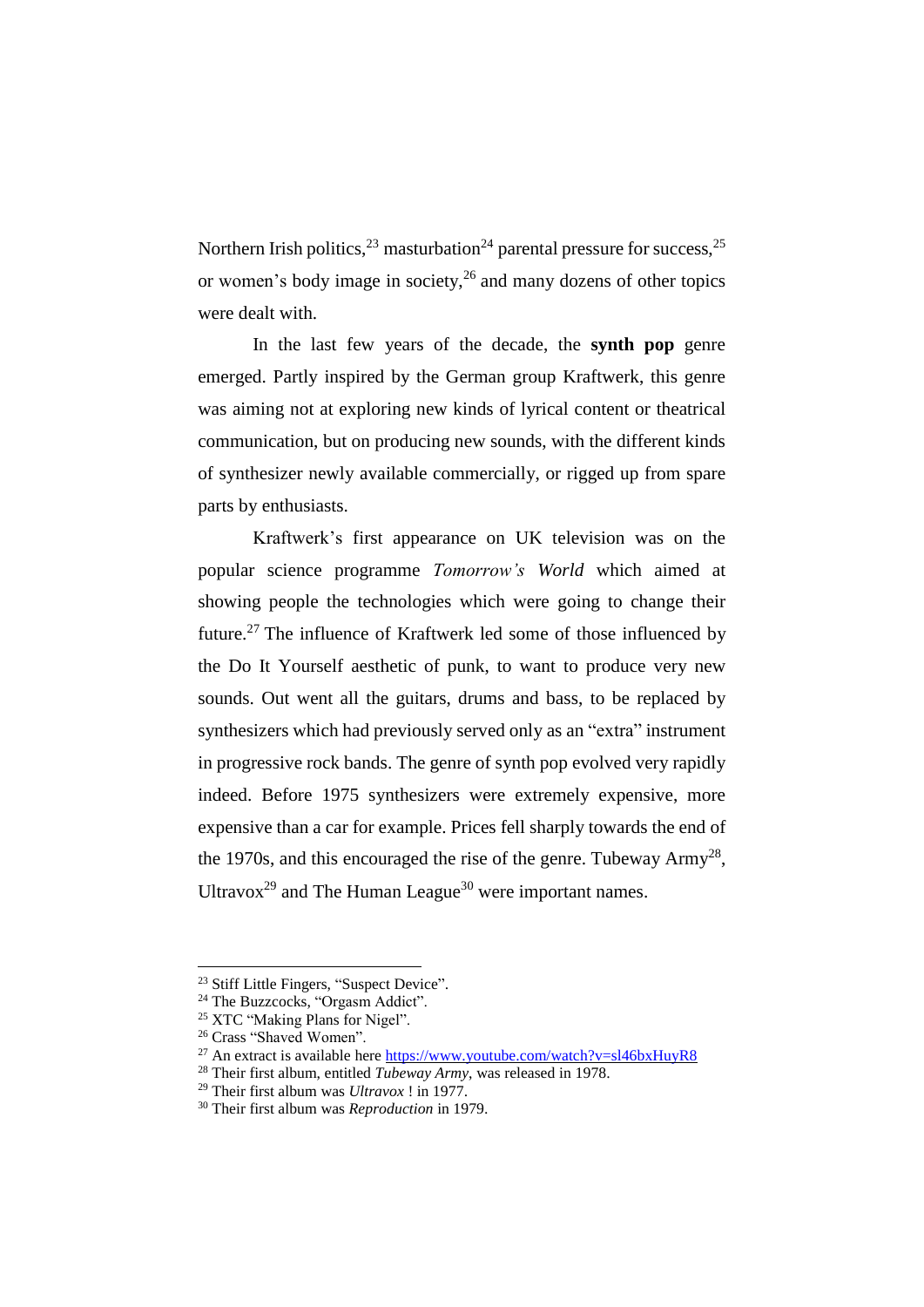Northern Irish politics,[23] masturbation[24] parental pressure for success,[25] or women's body image in society,[26] and many dozens of other topics were dealt with.

In the last few years of the decade, the **synth pop** genre emerged. Partly inspired by the German group Kraftwerk, this genre was aiming not at exploring new kinds of lyrical content or theatrical communication, but on producing new sounds, with the different kinds of synthesizer newly available commercially, or rigged up from spare parts by enthusiasts.

Kraftwerk's first appearance on UK television was on the popular science programme *Tomorrow's World* which aimed at showing people the technologies which were going to change their future.[27] The influence of Kraftwerk led some of those influenced by the Do It Yourself aesthetic of punk, to want to produce very new sounds. Out went all the guitars, drums and bass, to be replaced by synthesizers which had previously served only as an "extra" instrument in progressive rock bands. The genre of synth pop evolved very rapidly indeed. Before 1975 synthesizers were extremely expensive, more expensive than a car for example. Prices fell sharply towards the end of the 1970s, and this encouraged the rise of the genre. Tubeway Army[28], Ultravox[29] and The Human League[30] were important names.

---

[23] Stiff Little Fingers, "Suspect Device".

[24] The Buzzcocks, "Orgasm Addict".

[25] XTC "Making Plans for Nigel".

[26] Crass "Shaved Women".

[27] An extract is available here https://www.youtube.com/watch?v=sl46bxHuyR8

[28] Their first album, entitled *Tubeway Army*, was released in 1978.

[29] Their first album was *Ultravox* ! in 1977.

[30] Their first album was *Reproduction* in 1979.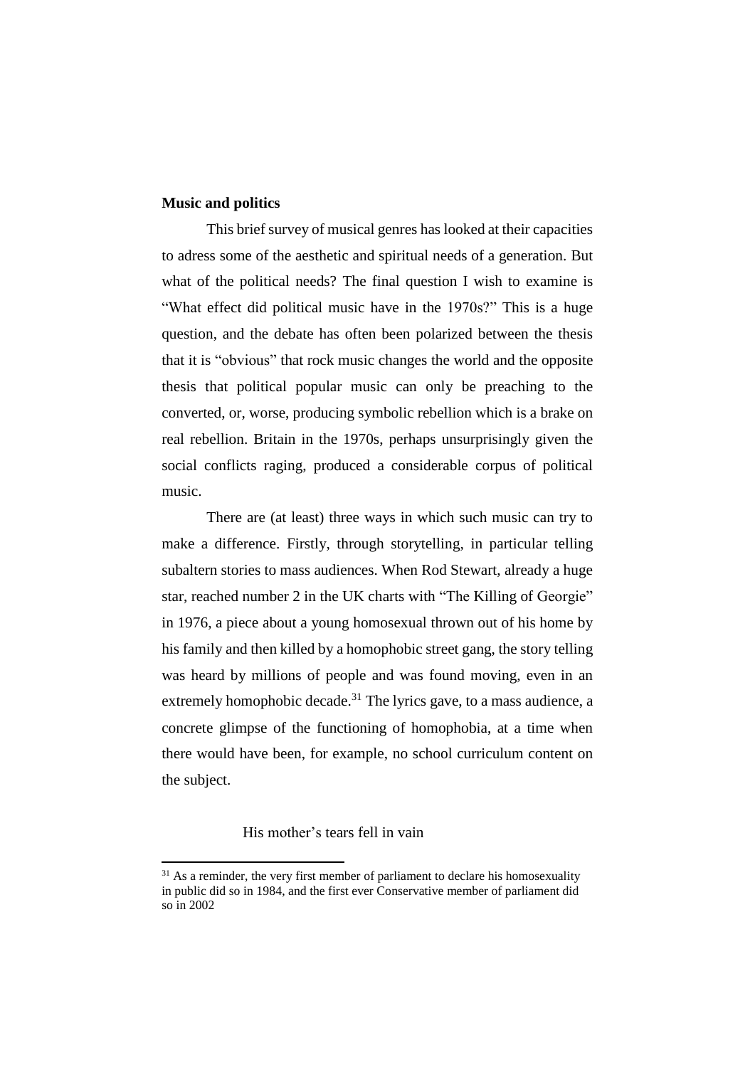**Music and politics**

This brief survey of musical genres has looked at their capacities to adress some of the aesthetic and spiritual needs of a generation. But what of the political needs? The final question I wish to examine is "What effect did political music have in the 1970s?" This is a huge question, and the debate has often been polarized between the thesis that it is "obvious" that rock music changes the world and the opposite thesis that political popular music can only be preaching to the converted, or, worse, producing symbolic rebellion which is a brake on real rebellion. Britain in the 1970s, perhaps unsurprisingly given the social conflicts raging, produced a considerable corpus of political music.

There are (at least) three ways in which such music can try to make a difference. Firstly, through storytelling, in particular telling subaltern stories to mass audiences. When Rod Stewart, already a huge star, reached number 2 in the UK charts with "The Killing of Georgie" in 1976, a piece about a young homosexual thrown out of his home by his family and then killed by a homophobic street gang, the story telling was heard by millions of people and was found moving, even in an extremely homophobic decade.[31] The lyrics gave, to a mass audience, a concrete glimpse of the functioning of homophobia, at a time when there would have been, for example, no school curriculum content on the subject.

> His mother's tears fell in vain

[31] As a reminder, the very first member of parliament to declare his homosexuality in public did so in 1984, and the first ever Conservative member of parliament did so in 2002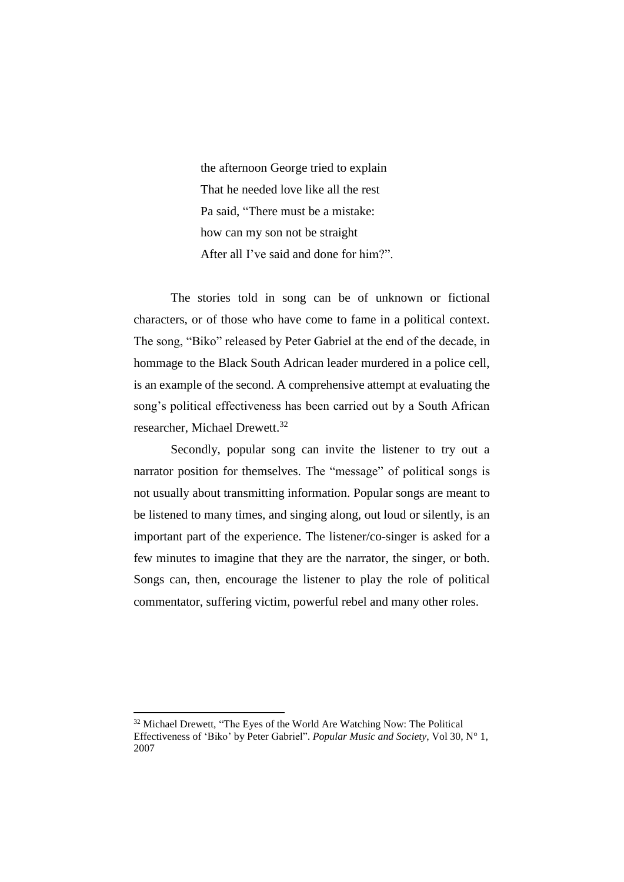> the afternoon George tried to explain
> That he needed love like all the rest
> Pa said, "There must be a mistake:
> how can my son not be straight
> After all I've said and done for him?".

The stories told in song can be of unknown or fictional characters, or of those who have come to fame in a political context. The song, "Biko" released by Peter Gabriel at the end of the decade, in hommage to the Black South Adrican leader murdered in a police cell, is an example of the second. A comprehensive attempt at evaluating the song's political effectiveness has been carried out by a South African researcher, Michael Drewett.[32]

Secondly, popular song can invite the listener to try out a narrator position for themselves. The "message" of political songs is not usually about transmitting information. Popular songs are meant to be listened to many times, and singing along, out loud or silently, is an important part of the experience. The listener/co-singer is asked for a few minutes to imagine that they are the narrator, the singer, or both. Songs can, then, encourage the listener to play the role of political commentator, suffering victim, powerful rebel and many other roles.

---

[32] Michael Drewett, "The Eyes of the World Are Watching Now: The Political Effectiveness of 'Biko' by Peter Gabriel". *Popular Music and Society*, Vol 30, N° 1, 2007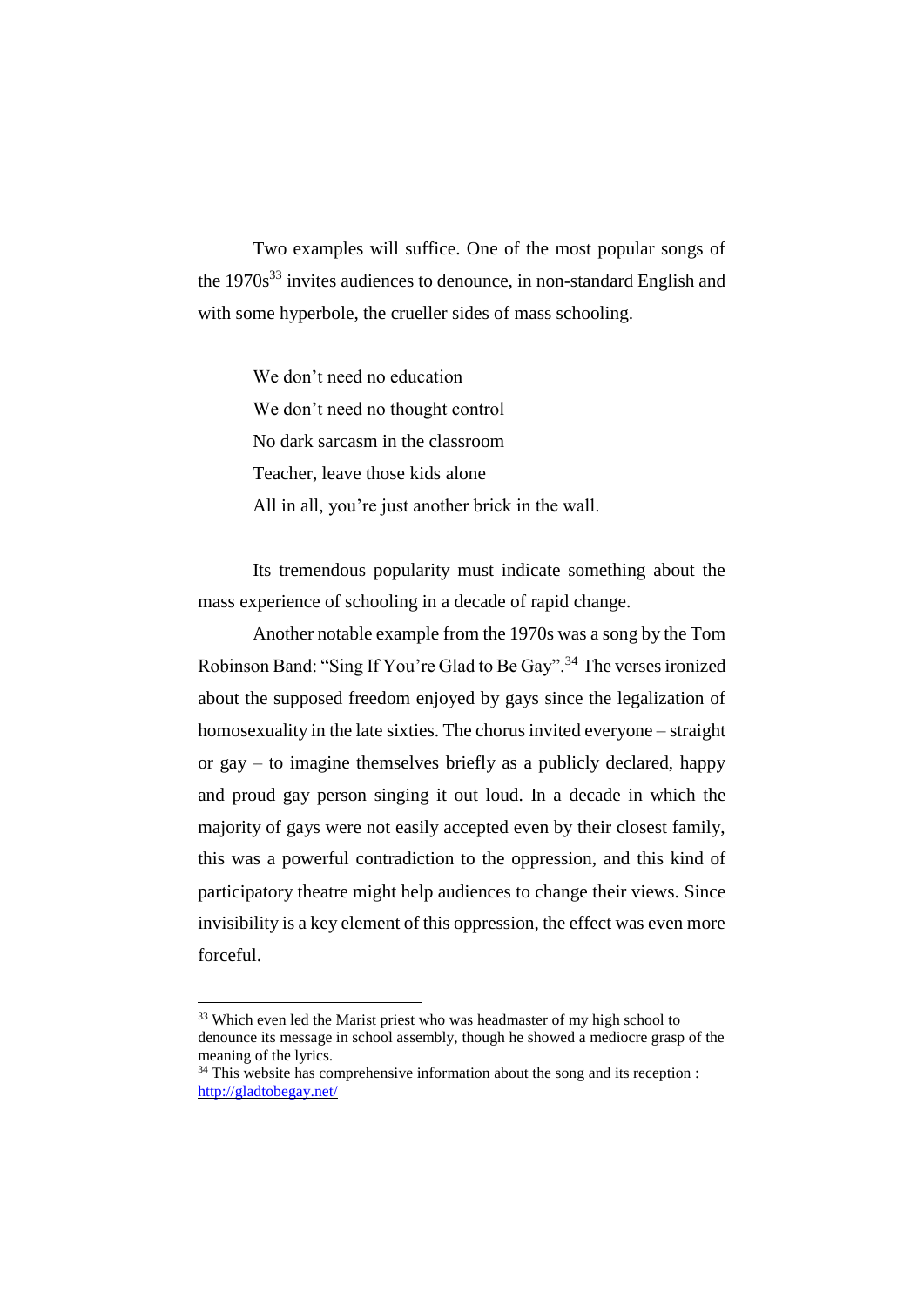Two examples will suffice. One of the most popular songs of the 1970s[33] invites audiences to denounce, in non-standard English and with some hyperbole, the crueller sides of mass schooling.

> We don't need no education
> We don't need no thought control
> No dark sarcasm in the classroom
> Teacher, leave those kids alone
> All in all, you're just another brick in the wall.

Its tremendous popularity must indicate something about the mass experience of schooling in a decade of rapid change.

Another notable example from the 1970s was a song by the Tom Robinson Band: "Sing If You're Glad to Be Gay".[34] The verses ironized about the supposed freedom enjoyed by gays since the legalization of homosexuality in the late sixties. The chorus invited everyone – straight or gay – to imagine themselves briefly as a publicly declared, happy and proud gay person singing it out loud. In a decade in which the majority of gays were not easily accepted even by their closest family, this was a powerful contradiction to the oppression, and this kind of participatory theatre might help audiences to change their views. Since invisibility is a key element of this oppression, the effect was even more forceful.

---

[33] Which even led the Marist priest who was headmaster of my high school to denounce its message in school assembly, though he showed a mediocre grasp of the meaning of the lyrics.

[34] This website has comprehensive information about the song and its reception : http://gladtobegay.net/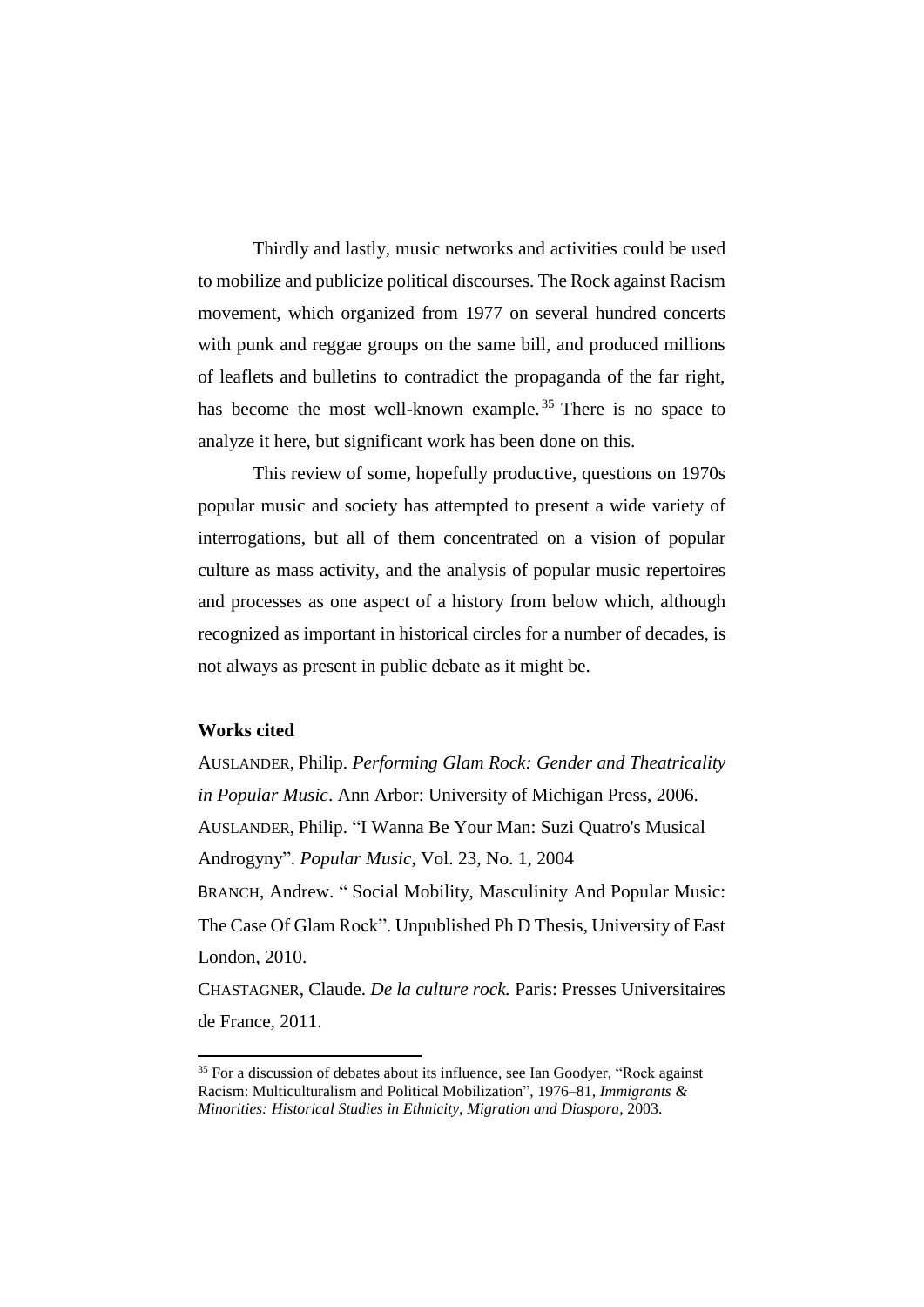Thirdly and lastly, music networks and activities could be used to mobilize and publicize political discourses. The Rock against Racism movement, which organized from 1977 on several hundred concerts with punk and reggae groups on the same bill, and produced millions of leaflets and bulletins to contradict the propaganda of the far right, has become the most well-known example.[35] There is no space to analyze it here, but significant work has been done on this.

This review of some, hopefully productive, questions on 1970s popular music and society has attempted to present a wide variety of interrogations, but all of them concentrated on a vision of popular culture as mass activity, and the analysis of popular music repertoires and processes as one aspect of a history from below which, although recognized as important in historical circles for a number of decades, is not always as present in public debate as it might be.

**Works cited**

AUSLANDER, Philip. *Performing Glam Rock: Gender and Theatricality in Popular Music*. Ann Arbor: University of Michigan Press, 2006.

AUSLANDER, Philip. "I Wanna Be Your Man: Suzi Quatro's Musical Androgyny". *Popular Music*, Vol. 23, No. 1, 2004

BRANCH, Andrew. " Social Mobility, Masculinity And Popular Music: The Case Of Glam Rock". Unpublished Ph D Thesis, University of East London, 2010.

CHASTAGNER, Claude. *De la culture rock.* Paris: Presses Universitaires de France, 2011.

[35] For a discussion of debates about its influence, see Ian Goodyer, "Rock against Racism: Multiculturalism and Political Mobilization", 1976–81, *Immigrants & Minorities: Historical Studies in Ethnicity, Migration and Diaspora*, 2003.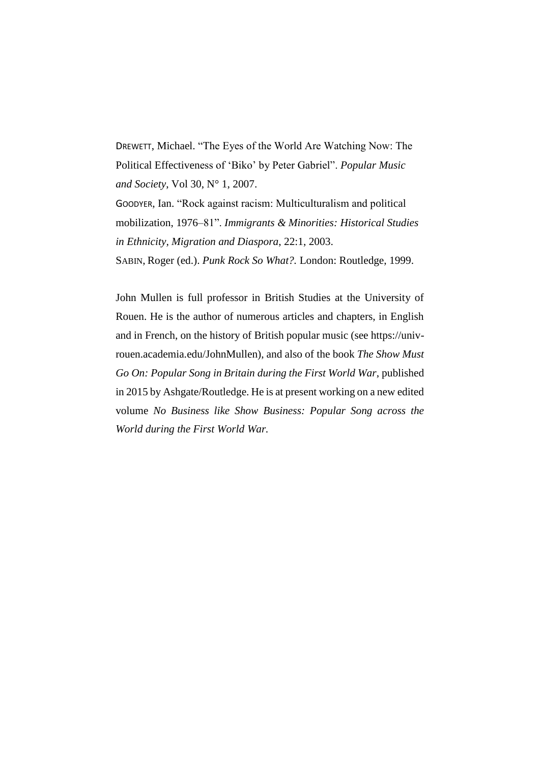DREWETT, Michael. “The Eyes of the World Are Watching Now: The Political Effectiveness of ‘Biko’ by Peter Gabriel”. *Popular Music and Society*, Vol 30, N° 1, 2007.

GOODYER, Ian. “Rock against racism: Multiculturalism and political mobilization, 1976–81”. *Immigrants & Minorities: Historical Studies in Ethnicity, Migration and Diaspora*, 22:1, 2003.

SABIN, Roger (ed.). *Punk Rock So What?.* London: Routledge, 1999.

John Mullen is full professor in British Studies at the University of Rouen. He is the author of numerous articles and chapters, in English and in French, on the history of British popular music (see https://univ-rouen.academia.edu/JohnMullen), and also of the book *The Show Must Go On: Popular Song in Britain during the First World War*, published in 2015 by Ashgate/Routledge. He is at present working on a new edited volume *No Business like Show Business: Popular Song across the World during the First World War.*